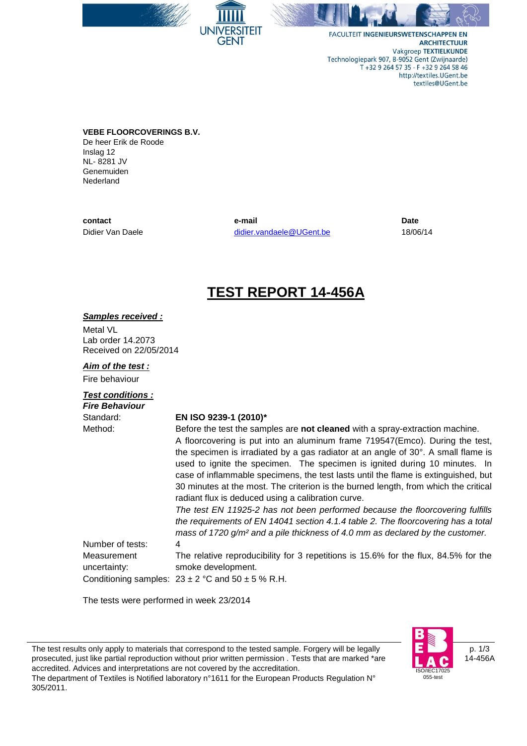UNIVERSITEIT GENT

FACULTEIT **INGENIEURSWETENSCHAPPEN EN ARCHITECTUUR**
Vakgroep **TEXTIELKUNDE**
Technologiepark 907, B-9052 Gent (Zwijnaarde)
T +32 9 264 57 35 - F +32 9 264 58 46
http://textiles.UGent.be
textiles@UGent.be

**VEBE FLOORCOVERINGS B.V.**
De heer Erik de Roode
Inslag 12
NL- 8281 JV
Genemuiden
Nederland

| **contact** | **e-mail** | **Date** |
| --- | --- | --- |
| Didier Van Daele | didier.vandaele@UGent.be | 18/06/14 |

# TEST REPORT 14-456A

***Samples received :***

Metal VL
Lab order 14.2073
Received on 22/05/2014

***Aim of the test :***

Fire behaviour

***Test conditions :***

***Fire Behaviour***

Standard: **EN ISO 9239-1 (2010)***

Method: Before the test the samples are **not cleaned** with a spray-extraction machine.
A floorcovering is put into an aluminum frame 719547(Emco). During the test, the specimen is irradiated by a gas radiator at an angle of 30°. A small flame is used to ignite the specimen. The specimen is ignited during 10 minutes. In case of inflammable specimens, the test lasts until the flame is extinguished, but 30 minutes at the most. The criterion is the burned length, from which the critical radiant flux is deduced using a calibration curve.
*The test EN 11925-2 has not been performed because the floorcovering fulfills the requirements of EN 14041 section 4.1.4 table 2. The floorcovering has a total mass of 1720 g/m² and a pile thickness of 4.0 mm as declared by the customer.*

Number of tests: 4

Measurement uncertainty: The relative reproducibility for 3 repetitions is 15.6% for the flux, 84.5% for the smoke development.

Conditioning samples: 23 ± 2 °C and 50 ± 5 % R.H.

The tests were performed in week 23/2014

The test results only apply to materials that correspond to the tested sample. Forgery will be legally prosecuted, just like partial reproduction without prior written permission . Tests that are marked *are accredited. Advices and interpretations are not covered by the accreditation.
The department of Textiles is Notified laboratory n°1611 for the European Products Regulation N° 305/2011.

BELAC ISO/IEC17025 055-test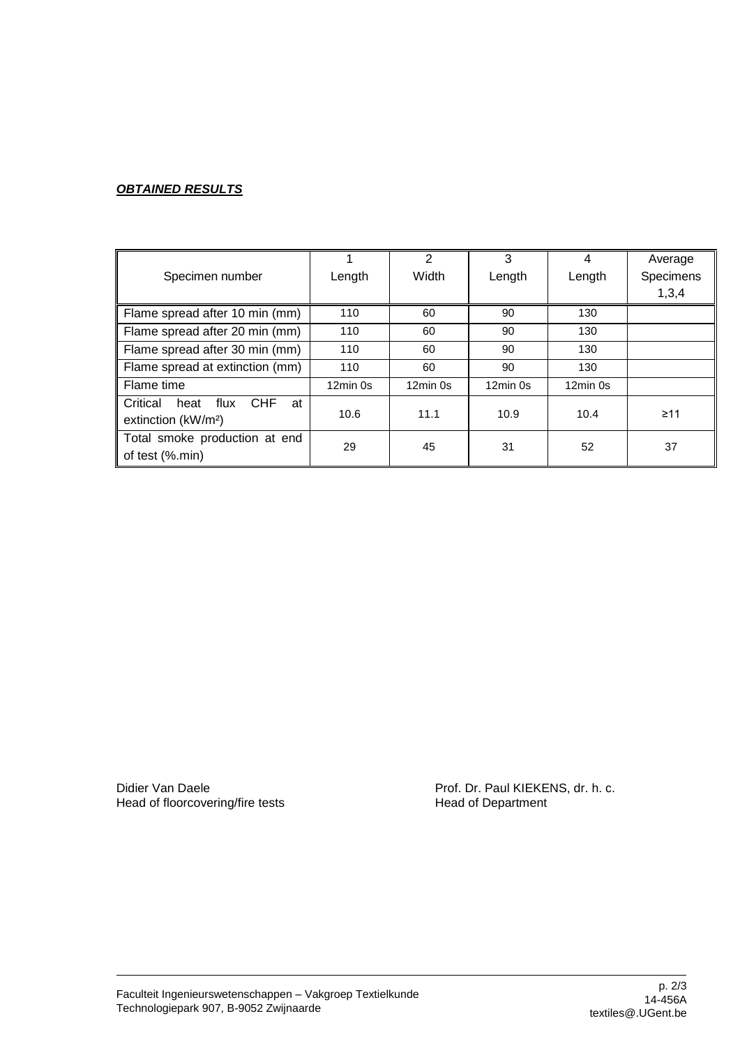***OBTAINED RESULTS***

| Specimen number | 1<br>Length | 2<br>Width | 3<br>Length | 4<br>Length | Average Specimens 1,3,4 |
|---|---|---|---|---|---|
| Flame spread after 10 min (mm) | 110 | 60 | 90 | 130 | |
| Flame spread after 20 min (mm) | 110 | 60 | 90 | 130 | |
| Flame spread after 30 min (mm) | 110 | 60 | 90 | 130 | |
| Flame spread at extinction (mm) | 110 | 60 | 90 | 130 | |
| Flame time | 12min 0s | 12min 0s | 12min 0s | 12min 0s | |
| Critical heat flux CHF at extinction ($kW/m^2$) | 10.6 | 11.1 | 10.9 | 10.4 | ≥11 |
| Total smoke production at end of test (%.min) | 29 | 45 | 31 | 52 | 37 |

Didier Van Daele
Head of floorcovering/fire tests

Prof. Dr. Paul KIEKENS, dr. h. c.
Head of Department

Faculteit Ingenieurswetenschappen – Vakgroep Textielkunde
Technologiepark 907, B-9052 Zwijnaarde

14-456A
textiles@.UGent.be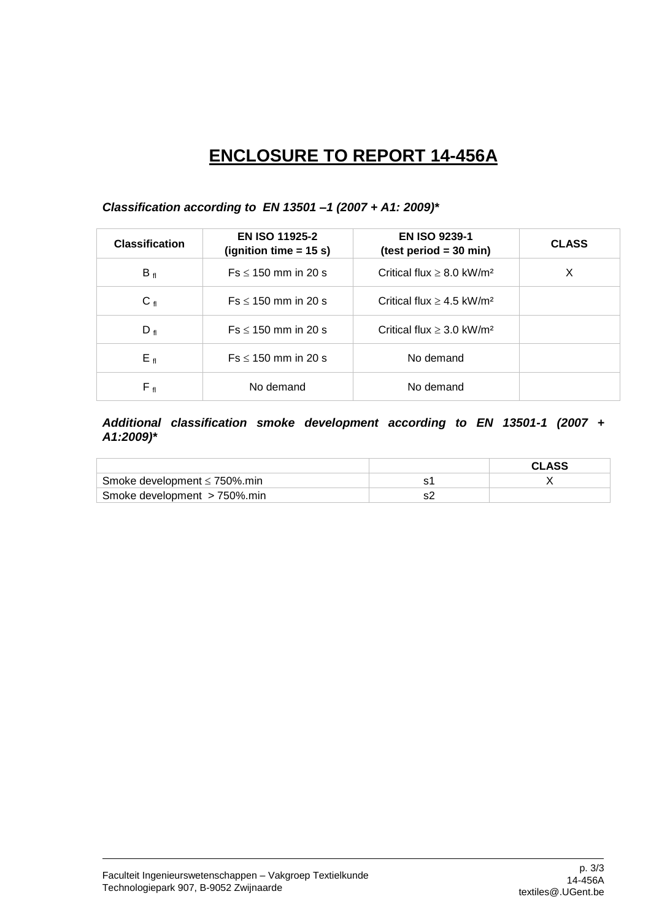# ENCLOSURE TO REPORT 14-456A

***Classification according to EN 13501 –1 (2007 + A1: 2009)****

| Classification | EN ISO 11925-2 (ignition time = 15 s) | EN ISO 9239-1 (test period = 30 min) | CLASS |
|---|---|---|---|
| $B_{fl}$ | Fs ≤ 150 mm in 20 s | Critical flux ≥ 8.0 kW/m² | X |
| $C_{fl}$ | Fs ≤ 150 mm in 20 s | Critical flux ≥ 4.5 kW/m² | |
| $D_{fl}$ | Fs ≤ 150 mm in 20 s | Critical flux ≥ 3.0 kW/m² | |
| $E_{fl}$ | Fs ≤ 150 mm in 20 s | No demand | |
| $F_{fl}$ | No demand | No demand | |

***Additional classification smoke development according to EN 13501-1 (2007 + A1:2009)****

| | | CLASS |
|---|---|---|
| Smoke development ≤ 750%.min | s1 | X |
| Smoke development > 750%.min | s2 | |

Faculteit Ingenieurswetenschappen – Vakgroep Textielkunde
Technologiepark 907, B-9052 Zwijnaarde

14-456A
textiles@.UGent.be